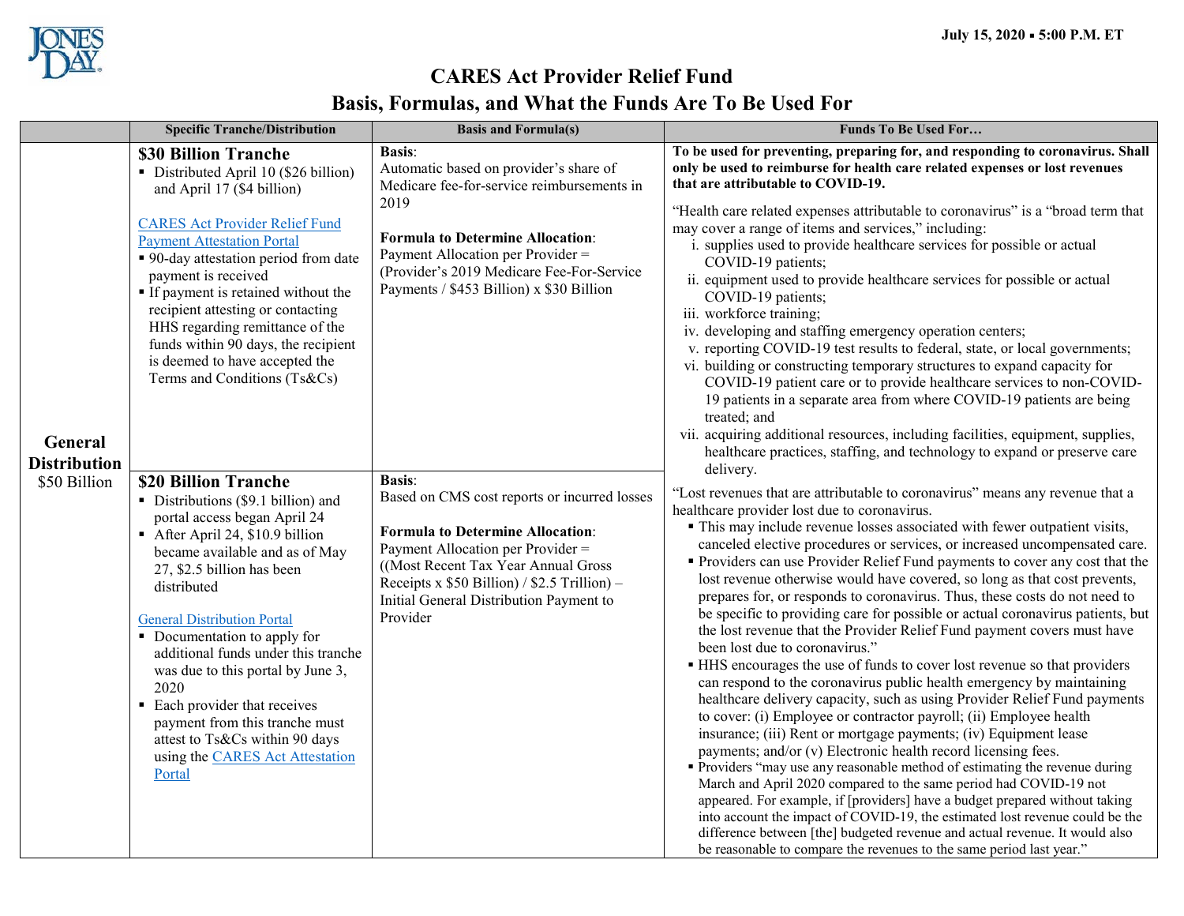July 15, 2020 ▪ 5:00 P.M. ET

# CARES Act Provider Relief Fund

## Basis, Formulas, and What the Funds Are To Be Used For

| | Specific Tranche/Distribution | Basis and Formula(s) | Funds To Be Used For… |
|---|---|---|---|
| **General Distribution** $50 Billion | **$30 Billion Tranche**<br>▪ Distributed April 10 ($26 billion) and April 17 ($4 billion)<br><br>CARES Act Provider Relief Fund Payment Attestation Portal<br>▪ 90-day attestation period from date payment is received<br>▪ If payment is retained without the recipient attesting or contacting HHS regarding remittance of the funds within 90 days, the recipient is deemed to have accepted the Terms and Conditions (Ts&Cs) | **Basis**:<br>Automatic based on provider's share of Medicare fee-for-service reimbursements in 2019<br><br>**Formula to Determine Allocation**:<br>Payment Allocation per Provider = (Provider's 2019 Medicare Fee-For-Service Payments / $453 Billion) x $30 Billion | **To be used for preventing, preparing for, and responding to coronavirus. Shall only be used to reimburse for health care related expenses or lost revenues that are attributable to COVID-19.**<br><br>"Health care related expenses attributable to coronavirus" is a "broad term that may cover a range of items and services," including:<br>i. supplies used to provide healthcare services for possible or actual COVID-19 patients;<br>ii. equipment used to provide healthcare services for possible or actual COVID-19 patients;<br>iii. workforce training;<br>iv. developing and staffing emergency operation centers;<br>v. reporting COVID-19 test results to federal, state, or local governments;<br>vi. building or constructing temporary structures to expand capacity for COVID-19 patient care or to provide healthcare services to non-COVID-19 patients in a separate area from where COVID-19 patients are being treated; and<br>vii. acquiring additional resources, including facilities, equipment, supplies, healthcare practices, staffing, and technology to expand or preserve care delivery.<br><br>"Lost revenues that are attributable to coronavirus" means any revenue that a healthcare provider lost due to coronavirus.<br>▪ This may include revenue losses associated with fewer outpatient visits, canceled elective procedures or services, or increased uncompensated care.<br>▪ Providers can use Provider Relief Fund payments to cover any cost that the lost revenue otherwise would have covered, so long as that cost prevents, prepares for, or responds to coronavirus. Thus, these costs do not need to be specific to providing care for possible or actual coronavirus patients, but the lost revenue that the Provider Relief Fund payment covers must have been lost due to coronavirus."<br>▪ HHS encourages the use of funds to cover lost revenue so that providers can respond to the coronavirus public health emergency by maintaining healthcare delivery capacity, such as using Provider Relief Fund payments to cover: (i) Employee or contractor payroll; (ii) Employee health insurance; (iii) Rent or mortgage payments; (iv) Equipment lease payments; and/or (v) Electronic health record licensing fees.<br>▪ Providers "may use any reasonable method of estimating the revenue during March and April 2020 compared to the same period had COVID-19 not appeared. For example, if [providers] have a budget prepared without taking into account the impact of COVID-19, the estimated lost revenue could be the difference between [the] budgeted revenue and actual revenue. It would also be reasonable to compare the revenues to the same period last year." |
| | **$20 Billion Tranche**<br>▪ Distributions ($9.1 billion) and portal access began April 24<br>▪ After April 24, $10.9 billion became available and as of May 27, $2.5 billion has been distributed<br><br>General Distribution Portal<br>▪ Documentation to apply for additional funds under this tranche was due to this portal by June 3, 2020<br>▪ Each provider that receives payment from this tranche must attest to Ts&Cs within 90 days using the CARES Act Attestation Portal | **Basis**:<br>Based on CMS cost reports or incurred losses<br><br>**Formula to Determine Allocation**:<br>Payment Allocation per Provider = ((Most Recent Tax Year Annual Gross Receipts x $50 Billion) / $2.5 Trillion) – Initial General Distribution Payment to Provider | |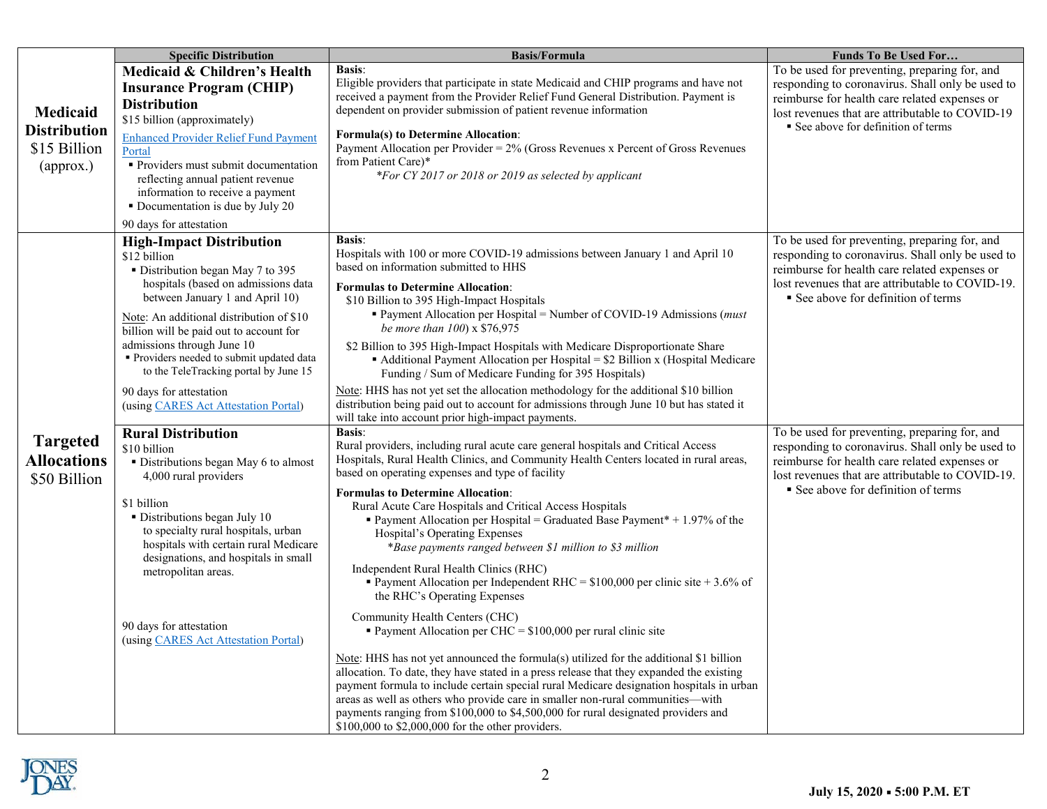| | Specific Distribution | Basis/Formula | Funds To Be Used For… |
|---|---|---|---|
| **Medicaid Distribution** $15 Billion (approx.) | **Medicaid & Children's Health Insurance Program (CHIP) Distribution**<br>$15 billion (approximately)<br>[Enhanced Provider Relief Fund Payment Portal]<br>▪ Providers must submit documentation reflecting annual patient revenue information to receive a payment<br>▪ Documentation is due by July 20<br><br>90 days for attestation | **Basis**:<br>Eligible providers that participate in state Medicaid and CHIP programs and have not received a payment from the Provider Relief Fund General Distribution. Payment is dependent on provider submission of patient revenue information<br><br>**Formula(s) to Determine Allocation**:<br>Payment Allocation per Provider = 2% (Gross Revenues x Percent of Gross Revenues from Patient Care)*<br>*\*For CY 2017 or 2018 or 2019 as selected by applicant* | To be used for preventing, preparing for, and responding to coronavirus. Shall only be used to reimburse for health care related expenses or lost revenues that are attributable to COVID-19<br>▪ See above for definition of terms |
| **Targeted Allocations** $50 Billion | **High-Impact Distribution**<br>$12 billion<br>▪ Distribution began May 7 to 395 hospitals (based on admissions data between January 1 and April 10)<br><br>Note: An additional distribution of $10 billion will be paid out to account for admissions through June 10<br>▪ Providers needed to submit updated data to the TeleTracking portal by June 15<br><br>90 days for attestation<br>(using CARES Act Attestation Portal) | **Basis**:<br>Hospitals with 100 or more COVID-19 admissions between January 1 and April 10 based on information submitted to HHS<br><br>**Formulas to Determine Allocation**:<br>$10 Billion to 395 High-Impact Hospitals<br>▪ Payment Allocation per Hospital = Number of COVID-19 Admissions (*must be more than 100*) x $76,975<br><br>$2 Billion to 395 High-Impact Hospitals with Medicare Disproportionate Share<br>▪ Additional Payment Allocation per Hospital = $2 Billion x (Hospital Medicare Funding / Sum of Medicare Funding for 395 Hospitals)<br><br>Note: HHS has not yet set the allocation methodology for the additional $10 billion distribution being paid out to account for admissions through June 10 but has stated it will take into account prior high-impact payments. | To be used for preventing, preparing for, and responding to coronavirus. Shall only be used to reimburse for health care related expenses or lost revenues that are attributable to COVID-19.<br>▪ See above for definition of terms |
| | **Rural Distribution**<br>$10 billion<br>▪ Distributions began May 6 to almost 4,000 rural providers<br><br>$1 billion<br>▪ Distributions began July 10 to specialty rural hospitals, urban hospitals with certain rural Medicare designations, and hospitals in small metropolitan areas.<br><br>90 days for attestation<br>(using CARES Act Attestation Portal) | **Basis**:<br>Rural providers, including rural acute care general hospitals and Critical Access Hospitals, Rural Health Clinics, and Community Health Centers located in rural areas, based on operating expenses and type of facility<br><br>**Formulas to Determine Allocation**:<br>Rural Acute Care Hospitals and Critical Access Hospitals<br>▪ Payment Allocation per Hospital = Graduated Base Payment* + 1.97% of the Hospital's Operating Expenses<br>*\*Base payments ranged between $1 million to $3 million*<br><br>Independent Rural Health Clinics (RHC)<br>▪ Payment Allocation per Independent RHC = $100,000 per clinic site + 3.6% of the RHC's Operating Expenses<br><br>Community Health Centers (CHC)<br>▪ Payment Allocation per CHC = $100,000 per rural clinic site<br><br>Note: HHS has not yet announced the formula(s) utilized for the additional $1 billion allocation. To date, they have stated in a press release that they expanded the existing payment formula to include certain special rural Medicare designation hospitals in urban areas as well as others who provide care in smaller non-rural communities—with payments ranging from $100,000 to $4,500,000 for rural designated providers and $100,000 to $2,000,000 for the other providers. | To be used for preventing, preparing for, and responding to coronavirus. Shall only be used to reimburse for health care related expenses or lost revenues that are attributable to COVID-19.<br>▪ See above for definition of terms |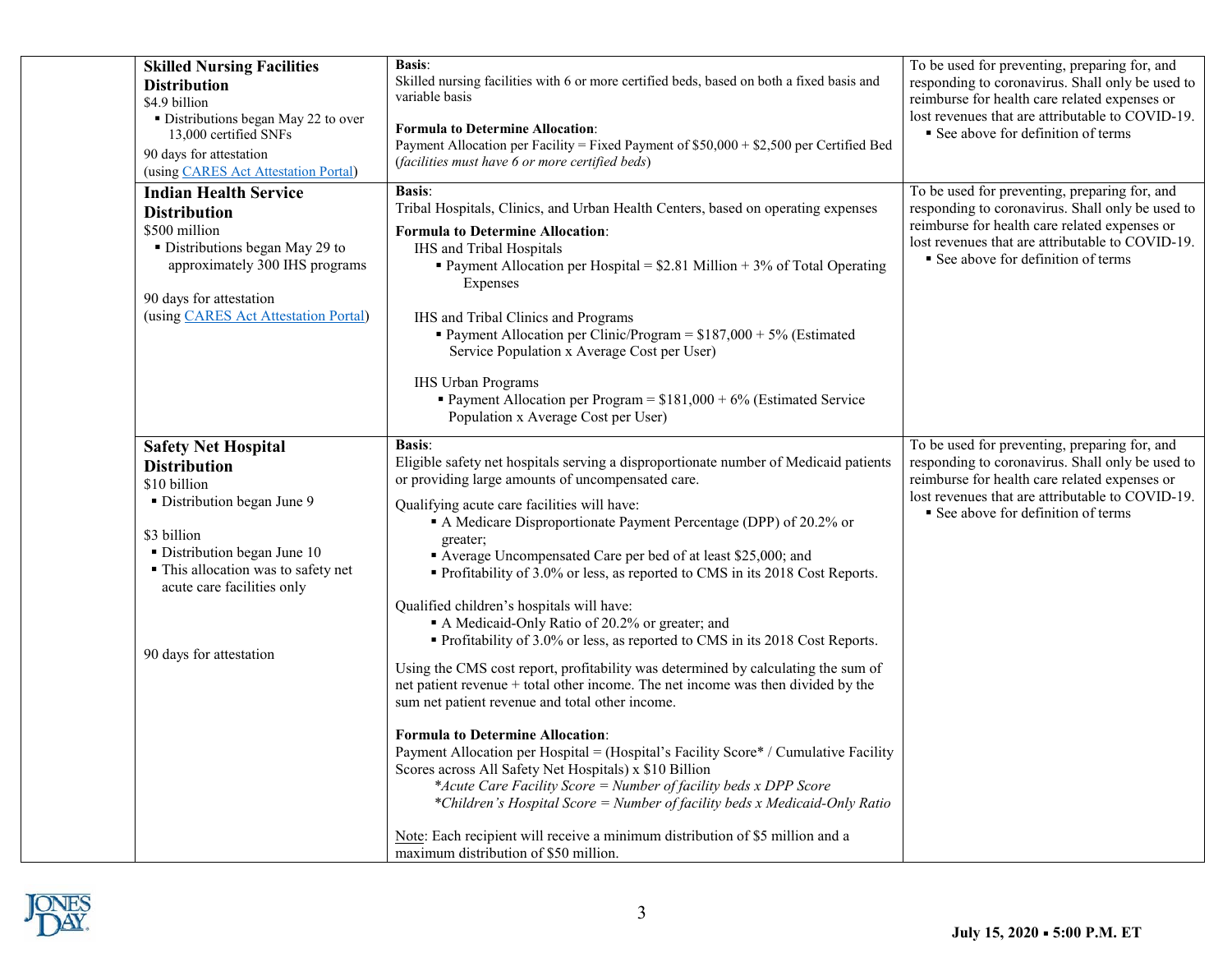| | | | |
|---|---|---|---|
| | **Skilled Nursing Facilities Distribution**<br>$4.9 billion<br>▪ Distributions began May 22 to over 13,000 certified SNFs<br>90 days for attestation<br>(using CARES Act Attestation Portal) | **Basis**:<br>Skilled nursing facilities with 6 or more certified beds, based on both a fixed basis and variable basis<br><br>**Formula to Determine Allocation**:<br>Payment Allocation per Facility = Fixed Payment of $50,000 + $2,500 per Certified Bed (*facilities must have 6 or more certified beds*) | To be used for preventing, preparing for, and responding to coronavirus. Shall only be used to reimburse for health care related expenses or lost revenues that are attributable to COVID-19.<br>▪ See above for definition of terms |
| | **Indian Health Service Distribution**<br>$500 million<br>▪ Distributions began May 29 to approximately 300 IHS programs<br><br>90 days for attestation<br>(using CARES Act Attestation Portal) | **Basis**:<br>Tribal Hospitals, Clinics, and Urban Health Centers, based on operating expenses<br>**Formula to Determine Allocation**:<br>IHS and Tribal Hospitals<br>▪ Payment Allocation per Hospital = $2.81 Million + 3% of Total Operating Expenses<br><br>IHS and Tribal Clinics and Programs<br>▪ Payment Allocation per Clinic/Program = $187,000 + 5% (Estimated Service Population x Average Cost per User)<br><br>IHS Urban Programs<br>▪ Payment Allocation per Program = $181,000 + 6% (Estimated Service Population x Average Cost per User) | To be used for preventing, preparing for, and responding to coronavirus. Shall only be used to reimburse for health care related expenses or lost revenues that are attributable to COVID-19.<br>▪ See above for definition of terms |
| | **Safety Net Hospital Distribution**<br>$10 billion<br>▪ Distribution began June 9<br><br>$3 billion<br>▪ Distribution began June 10<br>▪ This allocation was to safety net acute care facilities only<br><br>90 days for attestation | **Basis**:<br>Eligible safety net hospitals serving a disproportionate number of Medicaid patients or providing large amounts of uncompensated care.<br>Qualifying acute care facilities will have:<br>▪ A Medicare Disproportionate Payment Percentage (DPP) of 20.2% or greater;<br>▪ Average Uncompensated Care per bed of at least $25,000; and<br>▪ Profitability of 3.0% or less, as reported to CMS in its 2018 Cost Reports.<br><br>Qualified children's hospitals will have:<br>▪ A Medicaid-Only Ratio of 20.2% or greater; and<br>▪ Profitability of 3.0% or less, as reported to CMS in its 2018 Cost Reports.<br><br>Using the CMS cost report, profitability was determined by calculating the sum of net patient revenue + total other income. The net income was then divided by the sum net patient revenue and total other income.<br><br>**Formula to Determine Allocation**:<br>Payment Allocation per Hospital = (Hospital's Facility Score* / Cumulative Facility Scores across All Safety Net Hospitals) x $10 Billion<br>*\*Acute Care Facility Score = Number of facility beds x DPP Score*<br>*\*Children's Hospital Score = Number of facility beds x Medicaid-Only Ratio*<br><br>Note: Each recipient will receive a minimum distribution of $5 million and a maximum distribution of $50 million. | To be used for preventing, preparing for, and responding to coronavirus. Shall only be used to reimburse for health care related expenses or lost revenues that are attributable to COVID-19.<br>▪ See above for definition of terms |

**July 15, 2020 ▪ 5:00 P.M. ET**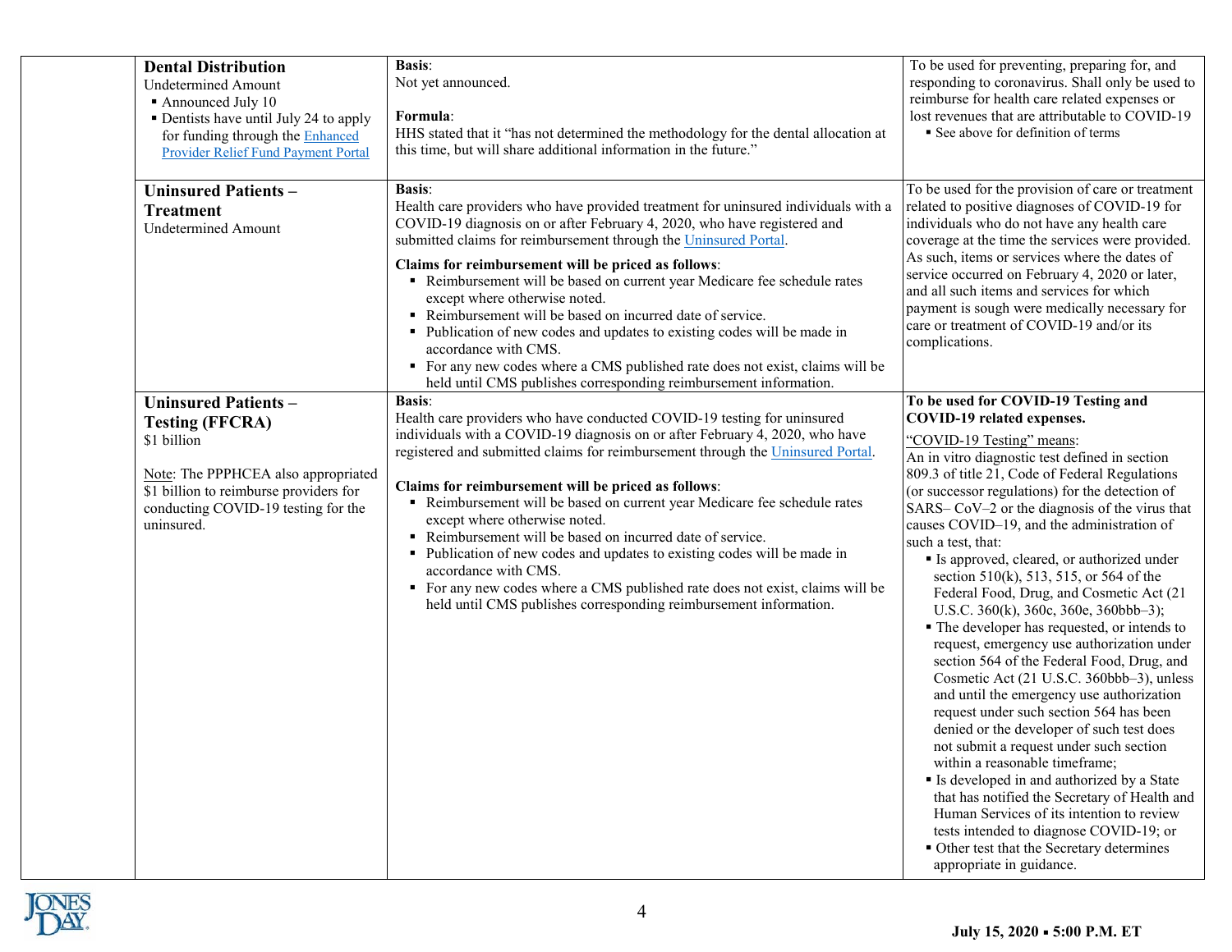| | | | |
|---|---|---|---|
| | **Dental Distribution**<br>Undetermined Amount<br>▪ Announced July 10<br>▪ Dentists have until July 24 to apply for funding through the Enhanced Provider Relief Fund Payment Portal | **Basis**:<br>Not yet announced.<br><br>**Formula**:<br>HHS stated that it "has not determined the methodology for the dental allocation at this time, but will share additional information in the future." | To be used for preventing, preparing for, and responding to coronavirus. Shall only be used to reimburse for health care related expenses or lost revenues that are attributable to COVID-19<br>▪ See above for definition of terms |
| | **Uninsured Patients – Treatment**<br>Undetermined Amount | **Basis**:<br>Health care providers who have provided treatment for uninsured individuals with a COVID-19 diagnosis on or after February 4, 2020, who have registered and submitted claims for reimbursement through the Uninsured Portal.<br><br>**Claims for reimbursement will be priced as follows**:<br>▪ Reimbursement will be based on current year Medicare fee schedule rates except where otherwise noted.<br>▪ Reimbursement will be based on incurred date of service.<br>▪ Publication of new codes and updates to existing codes will be made in accordance with CMS.<br>▪ For any new codes where a CMS published rate does not exist, claims will be held until CMS publishes corresponding reimbursement information. | To be used for the provision of care or treatment related to positive diagnoses of COVID-19 for individuals who do not have any health care coverage at the time the services were provided. As such, items or services where the dates of service occurred on February 4, 2020 or later, and all such items and services for which payment is sough were medically necessary for care or treatment of COVID-19 and/or its complications. |
| | **Uninsured Patients – Testing (FFCRA)**<br>$1 billion<br><br>Note: The PPPHCEA also appropriated $1 billion to reimburse providers for conducting COVID-19 testing for the uninsured. | **Basis**:<br>Health care providers who have conducted COVID-19 testing for uninsured individuals with a COVID-19 diagnosis on or after February 4, 2020, who have registered and submitted claims for reimbursement through the Uninsured Portal.<br><br>**Claims for reimbursement will be priced as follows**:<br>▪ Reimbursement will be based on current year Medicare fee schedule rates except where otherwise noted.<br>▪ Reimbursement will be based on incurred date of service.<br>▪ Publication of new codes and updates to existing codes will be made in accordance with CMS.<br>▪ For any new codes where a CMS published rate does not exist, claims will be held until CMS publishes corresponding reimbursement information. | **To be used for COVID-19 Testing and COVID-19 related expenses.**<br>"COVID-19 Testing" means:<br>An in vitro diagnostic test defined in section 809.3 of title 21, Code of Federal Regulations (or successor regulations) for the detection of SARS– CoV–2 or the diagnosis of the virus that causes COVID–19, and the administration of such a test, that:<br>▪ Is approved, cleared, or authorized under section 510(k), 513, 515, or 564 of the Federal Food, Drug, and Cosmetic Act (21 U.S.C. 360(k), 360c, 360e, 360bbb–3);<br>▪ The developer has requested, or intends to request, emergency use authorization under section 564 of the Federal Food, Drug, and Cosmetic Act (21 U.S.C. 360bbb–3), unless and until the emergency use authorization request under such section 564 has been denied or the developer of such test does not submit a request under such section within a reasonable timeframe;<br>▪ Is developed in and authorized by a State that has notified the Secretary of Health and Human Services of its intention to review tests intended to diagnose COVID-19; or<br>▪ Other test that the Secretary determines appropriate in guidance. |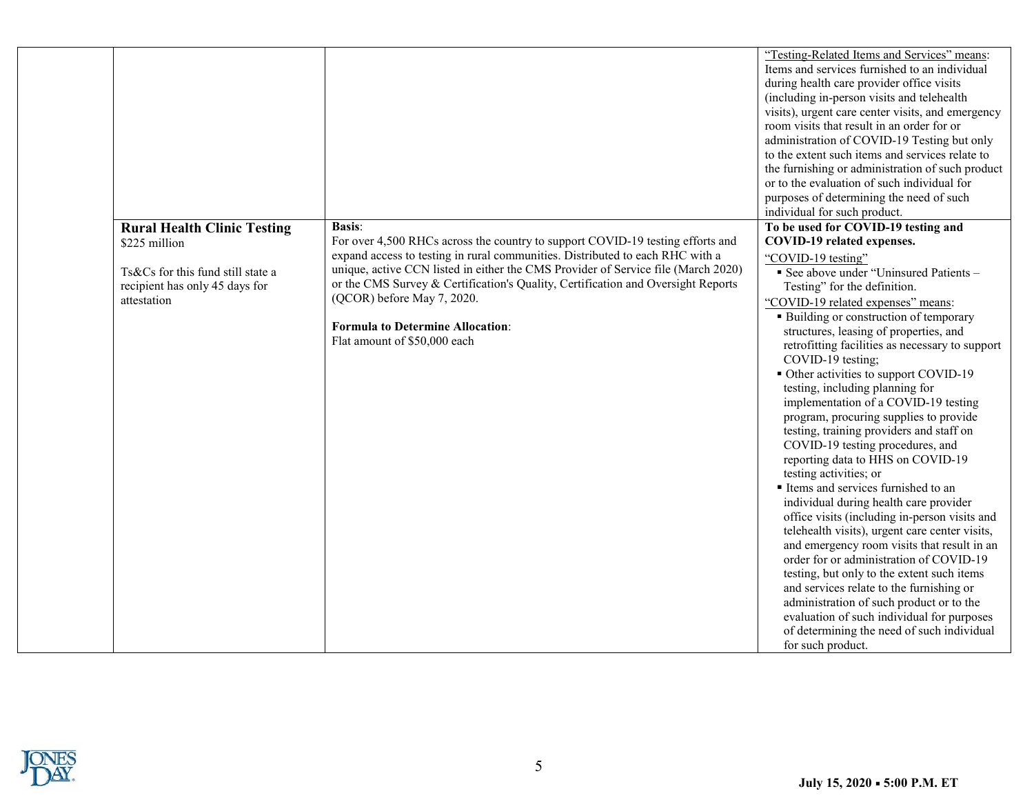| | | | |
|---|---|---|---|
| | | | “Testing-Related Items and Services” means: Items and services furnished to an individual during health care provider office visits (including in-person visits and telehealth visits), urgent care center visits, and emergency room visits that result in an order for or administration of COVID-19 Testing but only to the extent such items and services relate to the furnishing or administration of such product or to the evaluation of such individual for purposes of determining the need of such individual for such product. |
| | **Rural Health Clinic Testing**<br>$225 million<br><br>Ts&Cs for this fund still state a recipient has only 45 days for attestation | **Basis**:<br>For over 4,500 RHCs across the country to support COVID-19 testing efforts and expand access to testing in rural communities. Distributed to each RHC with a unique, active CCN listed in either the CMS Provider of Service file (March 2020) or the CMS Survey & Certification's Quality, Certification and Oversight Reports (QCOR) before May 7, 2020.<br><br>**Formula to Determine Allocation**:<br>Flat amount of $50,000 each | **To be used for COVID-19 testing and COVID-19 related expenses.**<br>“COVID-19 testing”<br>▪ See above under “Uninsured Patients – Testing” for the definition.<br>“COVID-19 related expenses” means:<br>▪ Building or construction of temporary structures, leasing of properties, and retrofitting facilities as necessary to support COVID-19 testing;<br>▪ Other activities to support COVID-19 testing, including planning for implementation of a COVID-19 testing program, procuring supplies to provide testing, training providers and staff on COVID-19 testing procedures, and reporting data to HHS on COVID-19 testing activities; or<br>▪ Items and services furnished to an individual during health care provider office visits (including in-person visits and telehealth visits), urgent care center visits, and emergency room visits that result in an order for or administration of COVID-19 testing, but only to the extent such items and services relate to the furnishing or administration of such product or to the evaluation of such individual for purposes of determining the need of such individual for such product. |

July 15, 2020 ▪ 5:00 P.M. ET